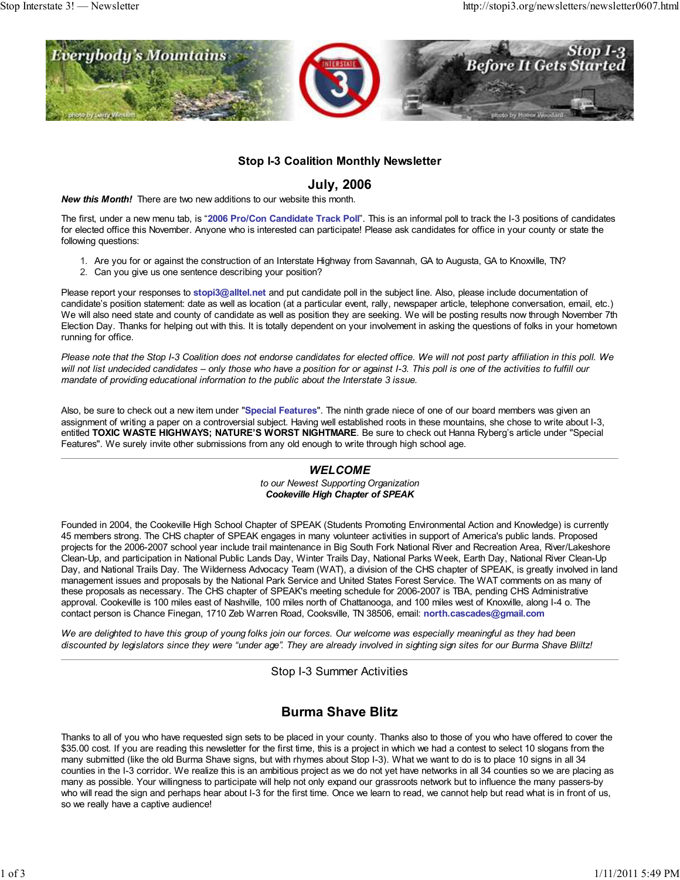## Stop I-3 Coalition Monthly Newsletter

## July, 2006

***New this Month!*** There are two new additions to our website this month.

The first, under a new menu tab, is "**2006 Pro/Con Candidate Track Poll**". This is an informal poll to track the I-3 positions of candidates for elected office this November. Anyone who is interested can participate! Please ask candidates for office in your county or state the following questions:

1. Are you for or against the construction of an Interstate Highway from Savannah, GA to Augusta, GA to Knoxville, TN?
2. Can you give us one sentence describing your position?

Please report your responses to **stopi3@alltel.net** and put candidate poll in the subject line. Also, please include documentation of candidate's position statement: date as well as location (at a particular event, rally, newspaper article, telephone conversation, email, etc.) We will also need state and county of candidate as well as position they are seeking. We will be posting results now through November 7th Election Day. Thanks for helping out with this. It is totally dependent on your involvement in asking the questions of folks in your hometown running for office.

*Please note that the Stop I-3 Coalition does not endorse candidates for elected office. We will not post party affiliation in this poll. We will not list undecided candidates – only those who have a position for or against I-3. This poll is one of the activities to fulfill our mandate of providing educational information to the public about the Interstate 3 issue.*

Also, be sure to check out a new item under "**Special Features**". The ninth grade niece of one of our board members was given an assignment of writing a paper on a controversial subject. Having well established roots in these mountains, she chose to write about I-3, entitled **TOXIC WASTE HIGHWAYS; NATURE'S WORST NIGHTMARE**. Be sure to check out Hanna Ryberg's article under "Special Features". We surely invite other submissions from any old enough to write through high school age.

---

### *WELCOME*

*to our Newest Supporting Organization*
***Cookeville High Chapter of SPEAK***

Founded in 2004, the Cookeville High School Chapter of SPEAK (Students Promoting Environmental Action and Knowledge) is currently 45 members strong. The CHS chapter of SPEAK engages in many volunteer activities in support of America's public lands. Proposed projects for the 2006-2007 school year include trail maintenance in Big South Fork National River and Recreation Area, River/Lakeshore Clean-Up, and participation in National Public Lands Day, Winter Trails Day, National Parks Week, Earth Day, National River Clean-Up Day, and National Trails Day. The Wilderness Advocacy Team (WAT), a division of the CHS chapter of SPEAK, is greatly involved in land management issues and proposals by the National Park Service and United States Forest Service. The WAT comments on as many of these proposals as necessary. The CHS chapter of SPEAK's meeting schedule for 2006-2007 is TBA, pending CHS Administrative approval. Cookeville is 100 miles east of Nashville, 100 miles north of Chattanooga, and 100 miles west of Knoxville, along I-4 o. The contact person is Chance Finegan, 1710 Zeb Warren Road, Cooksville, TN 38506, email: **north.cascades@gmail.com**

*We are delighted to have this group of young folks join our forces. Our welcome was especially meaningful as they had been discounted by legislators since they were "under age". They are already involved in sighting sign sites for our Burma Shave Bliltz!*

---

Stop I-3 Summer Activities

## Burma Shave Blitz

Thanks to all of you who have requested sign sets to be placed in your county. Thanks also to those of you who have offered to cover the $35.00 cost. If you are reading this newsletter for the first time, this is a project in which we had a contest to select 10 slogans from the many submitted (like the old Burma Shave signs, but with rhymes about Stop I-3). What we want to do is to place 10 signs in all 34 counties in the I-3 corridor. We realize this is an ambitious project as we do not yet have networks in all 34 counties so we are placing as many as possible. Your willingness to participate will help not only expand our grassroots network but to influence the many passers-by who will read the sign and perhaps hear about I-3 for the first time. Once we learn to read, we cannot help but read what is in front of us, so we really have a captive audience!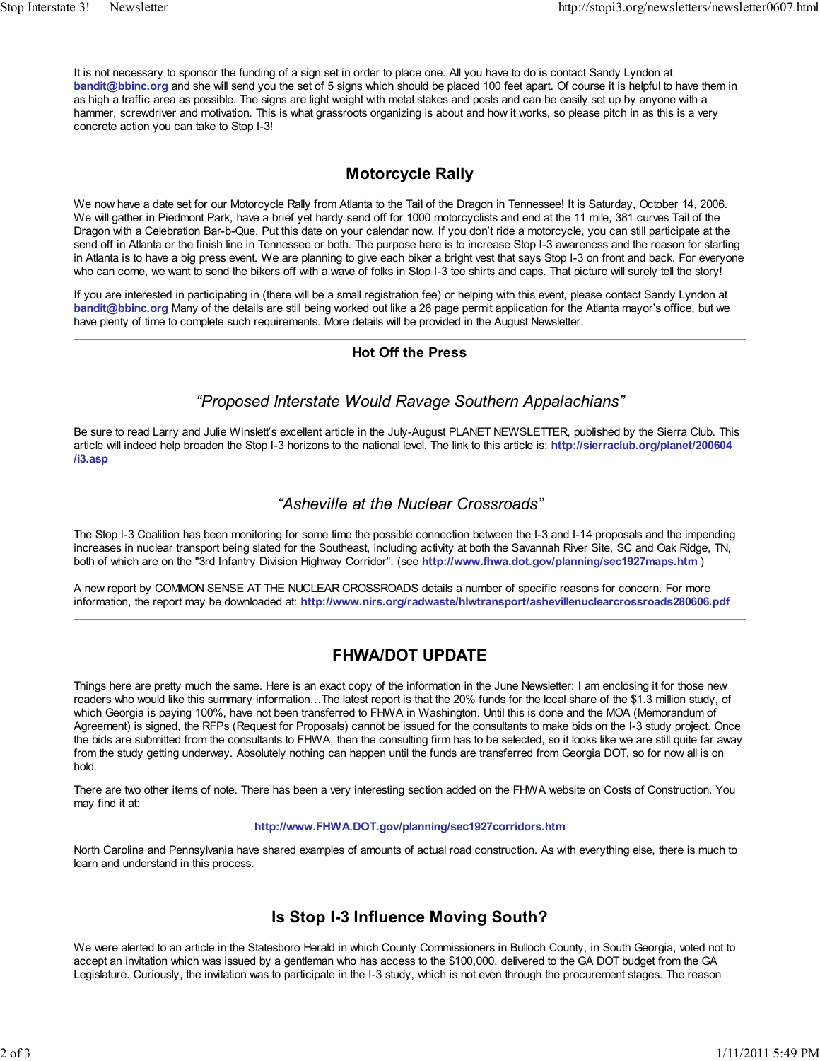It is not necessary to sponsor the funding of a sign set in order to place one. All you have to do is contact Sandy Lyndon at **bandit@bbinc.org** and she will send you the set of 5 signs which should be placed 100 feet apart. Of course it is helpful to have them in as high a traffic area as possible. The signs are light weight with metal stakes and posts and can be easily set up by anyone with a hammer, screwdriver and motivation. This is what grassroots organizing is about and how it works, so please pitch in as this is a very concrete action you can take to Stop I-3!

## Motorcycle Rally

We now have a date set for our Motorcycle Rally from Atlanta to the Tail of the Dragon in Tennessee! It is Saturday, October 14, 2006. We will gather in Piedmont Park, have a brief yet hardy send off for 1000 motorcyclists and end at the 11 mile, 381 curves Tail of the Dragon with a Celebration Bar-b-Que. Put this date on your calendar now. If you don't ride a motorcycle, you can still participate at the send off in Atlanta or the finish line in Tennessee or both. The purpose here is to increase Stop I-3 awareness and the reason for starting in Atlanta is to have a big press event. We are planning to give each biker a bright vest that says Stop I-3 on front and back. For everyone who can come, we want to send the bikers off with a wave of folks in Stop I-3 tee shirts and caps. That picture will surely tell the story!

If you are interested in participating in (there will be a small registration fee) or helping with this event, please contact Sandy Lyndon at **bandit@bbinc.org** Many of the details are still being worked out like a 26 page permit application for the Atlanta mayor's office, but we have plenty of time to complete such requirements. More details will be provided in the August Newsletter.

---

### Hot Off the Press

### *"Proposed Interstate Would Ravage Southern Appalachians"*

Be sure to read Larry and Julie Winslett's excellent article in the July-August PLANET NEWSLETTER, published by the Sierra Club. This article will indeed help broaden the Stop I-3 horizons to the national level. The link to this article is: **http://sierraclub.org/planet/200604/i3.asp**

### *"Asheville at the Nuclear Crossroads"*

The Stop I-3 Coalition has been monitoring for some time the possible connection between the I-3 and I-14 proposals and the impending increases in nuclear transport being slated for the Southeast, including activity at both the Savannah River Site, SC and Oak Ridge, TN, both of which are on the "3rd Infantry Division Highway Corridor". (see **http://www.fhwa.dot.gov/planning/sec1927maps.htm** )

A new report by COMMON SENSE AT THE NUCLEAR CROSSROADS details a number of specific reasons for concern. For more information, the report may be downloaded at: **http://www.nirs.org/radwaste/hlwtransport/ashevillenuclearcrossroads280606.pdf**

---

## FHWA/DOT UPDATE

Things here are pretty much the same. Here is an exact copy of the information in the June Newsletter: I am enclosing it for those new readers who would like this summary information…The latest report is that the 20% funds for the local share of the $1.3 million study, of which Georgia is paying 100%, have not been transferred to FHWA in Washington. Until this is done and the MOA (Memorandum of Agreement) is signed, the RFPs (Request for Proposals) cannot be issued for the consultants to make bids on the I-3 study project. Once the bids are submitted from the consultants to FHWA, then the consulting firm has to be selected, so it looks like we are still quite far away from the study getting underway. Absolutely nothing can happen until the funds are transferred from Georgia DOT, so for now all is on hold.

There are two other items of note. There has been a very interesting section added on the FHWA website on Costs of Construction. You may find it at:

**http://www.FHWA.DOT.gov/planning/sec1927corridors.htm**

North Carolina and Pennsylvania have shared examples of amounts of actual road construction. As with everything else, there is much to learn and understand in this process.

---

## Is Stop I-3 Influence Moving South?

We were alerted to an article in the Statesboro Herald in which County Commissioners in Bulloch County, in South Georgia, voted not to accept an invitation which was issued by a gentleman who has access to the $100,000. delivered to the GA DOT budget from the GA Legislature. Curiously, the invitation was to participate in the I-3 study, which is not even through the procurement stages. The reason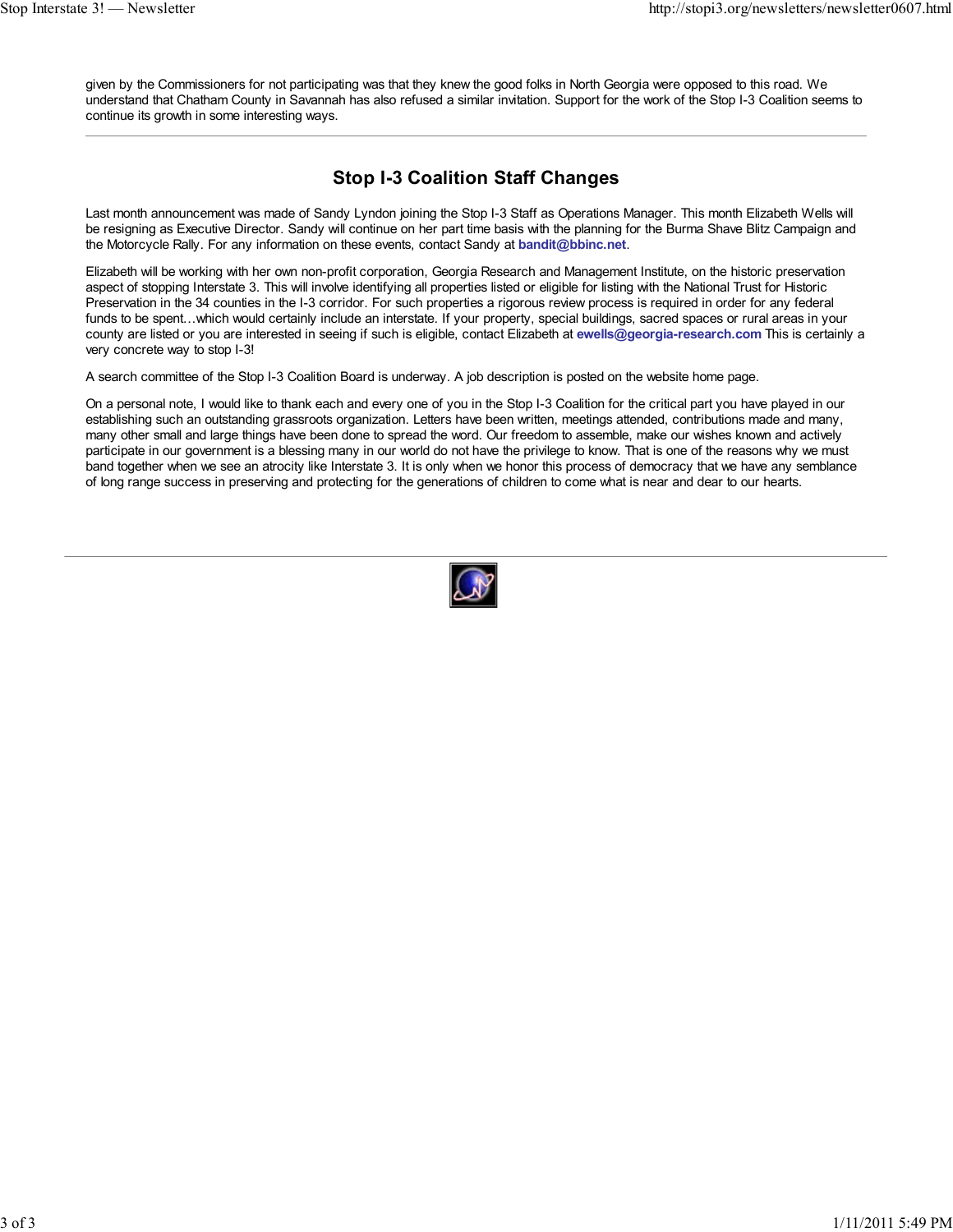given by the Commissioners for not participating was that they knew the good folks in North Georgia were opposed to this road. We understand that Chatham County in Savannah has also refused a similar invitation. Support for the work of the Stop I-3 Coalition seems to continue its growth in some interesting ways.

---

## Stop I-3 Coalition Staff Changes

Last month announcement was made of Sandy Lyndon joining the Stop I-3 Staff as Operations Manager. This month Elizabeth Wells will be resigning as Executive Director. Sandy will continue on her part time basis with the planning for the Burma Shave Blitz Campaign and the Motorcycle Rally. For any information on these events, contact Sandy at **bandit@bbinc.net**.

Elizabeth will be working with her own non-profit corporation, Georgia Research and Management Institute, on the historic preservation aspect of stopping Interstate 3. This will involve identifying all properties listed or eligible for listing with the National Trust for Historic Preservation in the 34 counties in the I-3 corridor. For such properties a rigorous review process is required in order for any federal funds to be spent…which would certainly include an interstate. If your property, special buildings, sacred spaces or rural areas in your county are listed or you are interested in seeing if such is eligible, contact Elizabeth at **ewells@georgia-research.com** This is certainly a very concrete way to stop I-3!

A search committee of the Stop I-3 Coalition Board is underway. A job description is posted on the website home page.

On a personal note, I would like to thank each and every one of you in the Stop I-3 Coalition for the critical part you have played in our establishing such an outstanding grassroots organization. Letters have been written, meetings attended, contributions made and many, many other small and large things have been done to spread the word. Our freedom to assemble, make our wishes known and actively participate in our government is a blessing many in our world do not have the privilege to know. That is one of the reasons why we must band together when we see an atrocity like Interstate 3. It is only when we honor this process of democracy that we have any semblance of long range success in preserving and protecting for the generations of children to come what is near and dear to our hearts.

---